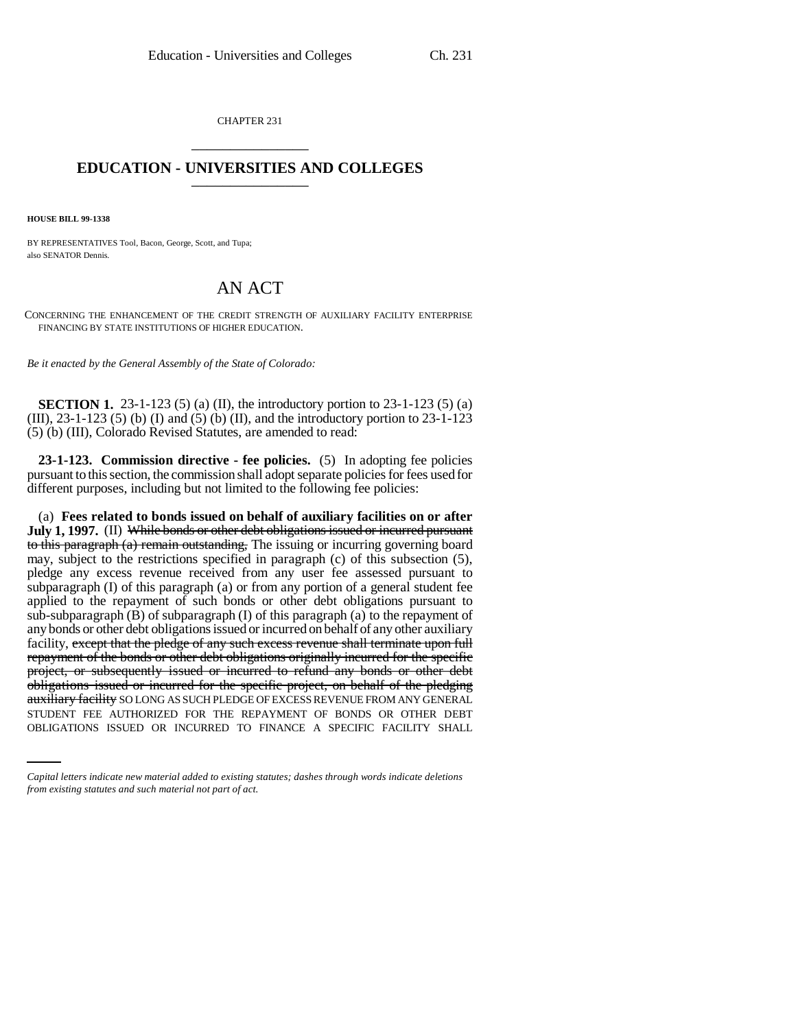CHAPTER 231

# EDUCATION - UNIVERSITIES AND COLLEGES

**HOUSE BILL 99-1338**

BY REPRESENTATIVES Tool, Bacon, George, Scott, and Tupa;
also SENATOR Dennis.

# AN ACT

CONCERNING THE ENHANCEMENT OF THE CREDIT STRENGTH OF AUXILIARY FACILITY ENTERPRISE FINANCING BY STATE INSTITUTIONS OF HIGHER EDUCATION.

*Be it enacted by the General Assembly of the State of Colorado:*

**SECTION 1.** 23-1-123 (5) (a) (II), the introductory portion to 23-1-123 (5) (a) (III), 23-1-123 (5) (b) (I) and (5) (b) (II), and the introductory portion to 23-1-123 (5) (b) (III), Colorado Revised Statutes, are amended to read:

**23-1-123. Commission directive - fee policies.** (5) In adopting fee policies pursuant to this section, the commission shall adopt separate policies for fees used for different purposes, including but not limited to the following fee policies:

(a) **Fees related to bonds issued on behalf of auxiliary facilities on or after July 1, 1997.** (II) ~~While bonds or other debt obligations issued or incurred pursuant to this paragraph (a) remain outstanding,~~ The issuing or incurring governing board may, subject to the restrictions specified in paragraph (c) of this subsection (5), pledge any excess revenue received from any user fee assessed pursuant to subparagraph (I) of this paragraph (a) or from any portion of a general student fee applied to the repayment of such bonds or other debt obligations pursuant to sub-subparagraph (B) of subparagraph (I) of this paragraph (a) to the repayment of any bonds or other debt obligations issued or incurred on behalf of any other auxiliary facility, ~~except that the pledge of any such excess revenue shall terminate upon full repayment of the bonds or other debt obligations originally incurred for the specific project, or subsequently issued or incurred to refund any bonds or other debt obligations issued or incurred for the specific project, on behalf of the pledging auxiliary facility~~ SO LONG AS SUCH PLEDGE OF EXCESS REVENUE FROM ANY GENERAL STUDENT FEE AUTHORIZED FOR THE REPAYMENT OF BONDS OR OTHER DEBT OBLIGATIONS ISSUED OR INCURRED TO FINANCE A SPECIFIC FACILITY SHALL

*Capital letters indicate new material added to existing statutes; dashes through words indicate deletions from existing statutes and such material not part of act.*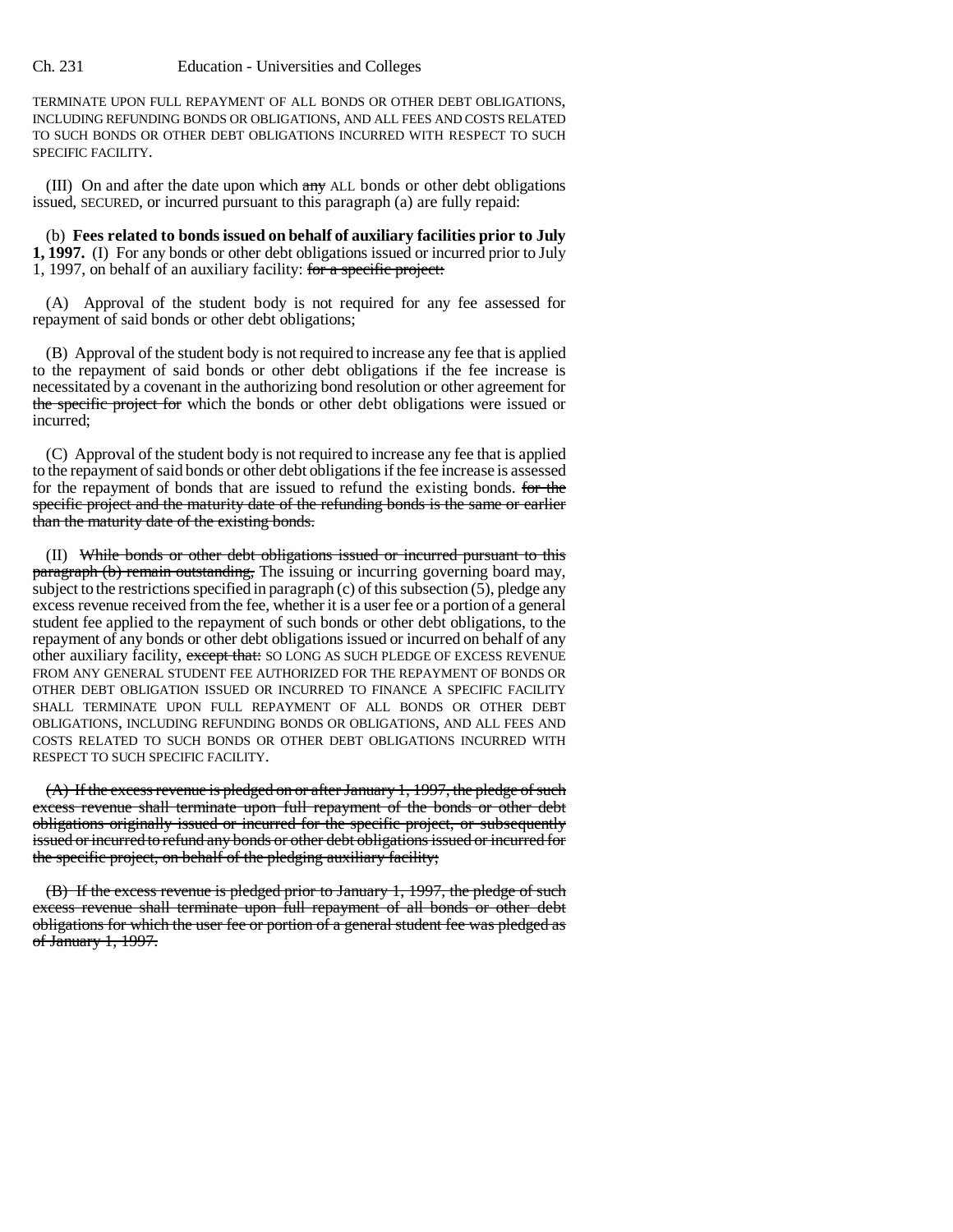TERMINATE UPON FULL REPAYMENT OF ALL BONDS OR OTHER DEBT OBLIGATIONS, INCLUDING REFUNDING BONDS OR OBLIGATIONS, AND ALL FEES AND COSTS RELATED TO SUCH BONDS OR OTHER DEBT OBLIGATIONS INCURRED WITH RESPECT TO SUCH SPECIFIC FACILITY.

(III) On and after the date upon which ~~any~~ ALL bonds or other debt obligations issued, SECURED, or incurred pursuant to this paragraph (a) are fully repaid:

(b) **Fees related to bonds issued on behalf of auxiliary facilities prior to July 1, 1997.** (I) For any bonds or other debt obligations issued or incurred prior to July 1, 1997, on behalf of an auxiliary facility: ~~for a specific project:~~

(A) Approval of the student body is not required for any fee assessed for repayment of said bonds or other debt obligations;

(B) Approval of the student body is not required to increase any fee that is applied to the repayment of said bonds or other debt obligations if the fee increase is necessitated by a covenant in the authorizing bond resolution or other agreement for ~~the specific project for~~ which the bonds or other debt obligations were issued or incurred;

(C) Approval of the student body is not required to increase any fee that is applied to the repayment of said bonds or other debt obligations if the fee increase is assessed for the repayment of bonds that are issued to refund the existing bonds. ~~for the specific project and the maturity date of the refunding bonds is the same or earlier than the maturity date of the existing bonds.~~

(II) ~~While bonds or other debt obligations issued or incurred pursuant to this paragraph (b) remain outstanding,~~ The issuing or incurring governing board may, subject to the restrictions specified in paragraph (c) of this subsection (5), pledge any excess revenue received from the fee, whether it is a user fee or a portion of a general student fee applied to the repayment of such bonds or other debt obligations, to the repayment of any bonds or other debt obligations issued or incurred on behalf of any other auxiliary facility, ~~except that:~~ SO LONG AS SUCH PLEDGE OF EXCESS REVENUE FROM ANY GENERAL STUDENT FEE AUTHORIZED FOR THE REPAYMENT OF BONDS OR OTHER DEBT OBLIGATION ISSUED OR INCURRED TO FINANCE A SPECIFIC FACILITY SHALL TERMINATE UPON FULL REPAYMENT OF ALL BONDS OR OTHER DEBT OBLIGATIONS, INCLUDING REFUNDING BONDS OR OBLIGATIONS, AND ALL FEES AND COSTS RELATED TO SUCH BONDS OR OTHER DEBT OBLIGATIONS INCURRED WITH RESPECT TO SUCH SPECIFIC FACILITY.

~~(A) If the excess revenue is pledged on or after January 1, 1997, the pledge of such excess revenue shall terminate upon full repayment of the bonds or other debt obligations originally issued or incurred for the specific project, or subsequently issued or incurred to refund any bonds or other debt obligations issued or incurred for the specific project, on behalf of the pledging auxiliary facility;~~

~~(B) If the excess revenue is pledged prior to January 1, 1997, the pledge of such excess revenue shall terminate upon full repayment of all bonds or other debt obligations for which the user fee or portion of a general student fee was pledged as of January 1, 1997.~~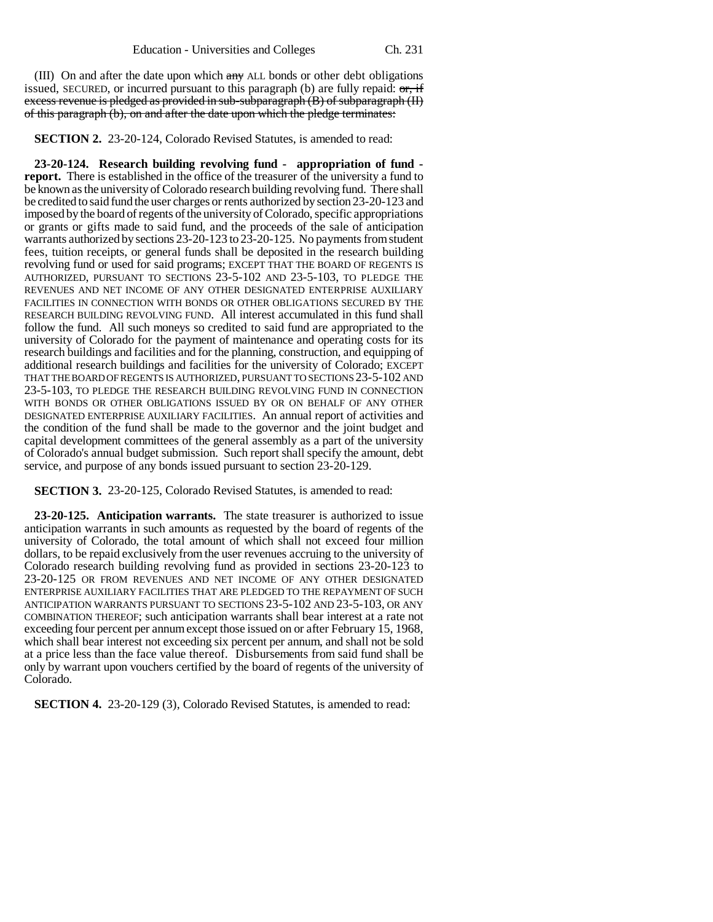(III) On and after the date upon which ~~any~~ ALL bonds or other debt obligations issued, SECURED, or incurred pursuant to this paragraph (b) are fully repaid: ~~or, if excess revenue is pledged as provided in sub-subparagraph (B) of subparagraph (II) of this paragraph (b), on and after the date upon which the pledge terminates:~~

**SECTION 2.** 23-20-124, Colorado Revised Statutes, is amended to read:

**23-20-124. Research building revolving fund - appropriation of fund - report.** There is established in the office of the treasurer of the university a fund to be known as the university of Colorado research building revolving fund. There shall be credited to said fund the user charges or rents authorized by section 23-20-123 and imposed by the board of regents of the university of Colorado, specific appropriations or grants or gifts made to said fund, and the proceeds of the sale of anticipation warrants authorized by sections 23-20-123 to 23-20-125. No payments from student fees, tuition receipts, or general funds shall be deposited in the research building revolving fund or used for said programs; EXCEPT THAT THE BOARD OF REGENTS IS AUTHORIZED, PURSUANT TO SECTIONS 23-5-102 AND 23-5-103, TO PLEDGE THE REVENUES AND NET INCOME OF ANY OTHER DESIGNATED ENTERPRISE AUXILIARY FACILITIES IN CONNECTION WITH BONDS OR OTHER OBLIGATIONS SECURED BY THE RESEARCH BUILDING REVOLVING FUND. All interest accumulated in this fund shall follow the fund. All such moneys so credited to said fund are appropriated to the university of Colorado for the payment of maintenance and operating costs for its research buildings and facilities and for the planning, construction, and equipping of additional research buildings and facilities for the university of Colorado; EXCEPT THAT THE BOARD OF REGENTS IS AUTHORIZED, PURSUANT TO SECTIONS 23-5-102 AND 23-5-103, TO PLEDGE THE RESEARCH BUILDING REVOLVING FUND IN CONNECTION WITH BONDS OR OTHER OBLIGATIONS ISSUED BY OR ON BEHALF OF ANY OTHER DESIGNATED ENTERPRISE AUXILIARY FACILITIES. An annual report of activities and the condition of the fund shall be made to the governor and the joint budget and capital development committees of the general assembly as a part of the university of Colorado's annual budget submission. Such report shall specify the amount, debt service, and purpose of any bonds issued pursuant to section 23-20-129.

**SECTION 3.** 23-20-125, Colorado Revised Statutes, is amended to read:

**23-20-125. Anticipation warrants.** The state treasurer is authorized to issue anticipation warrants in such amounts as requested by the board of regents of the university of Colorado, the total amount of which shall not exceed four million dollars, to be repaid exclusively from the user revenues accruing to the university of Colorado research building revolving fund as provided in sections 23-20-123 to 23-20-125 OR FROM REVENUES AND NET INCOME OF ANY OTHER DESIGNATED ENTERPRISE AUXILIARY FACILITIES THAT ARE PLEDGED TO THE REPAYMENT OF SUCH ANTICIPATION WARRANTS PURSUANT TO SECTIONS 23-5-102 AND 23-5-103, OR ANY COMBINATION THEREOF; such anticipation warrants shall bear interest at a rate not exceeding four percent per annum except those issued on or after February 15, 1968, which shall bear interest not exceeding six percent per annum, and shall not be sold at a price less than the face value thereof. Disbursements from said fund shall be only by warrant upon vouchers certified by the board of regents of the university of Colorado.

**SECTION 4.** 23-20-129 (3), Colorado Revised Statutes, is amended to read: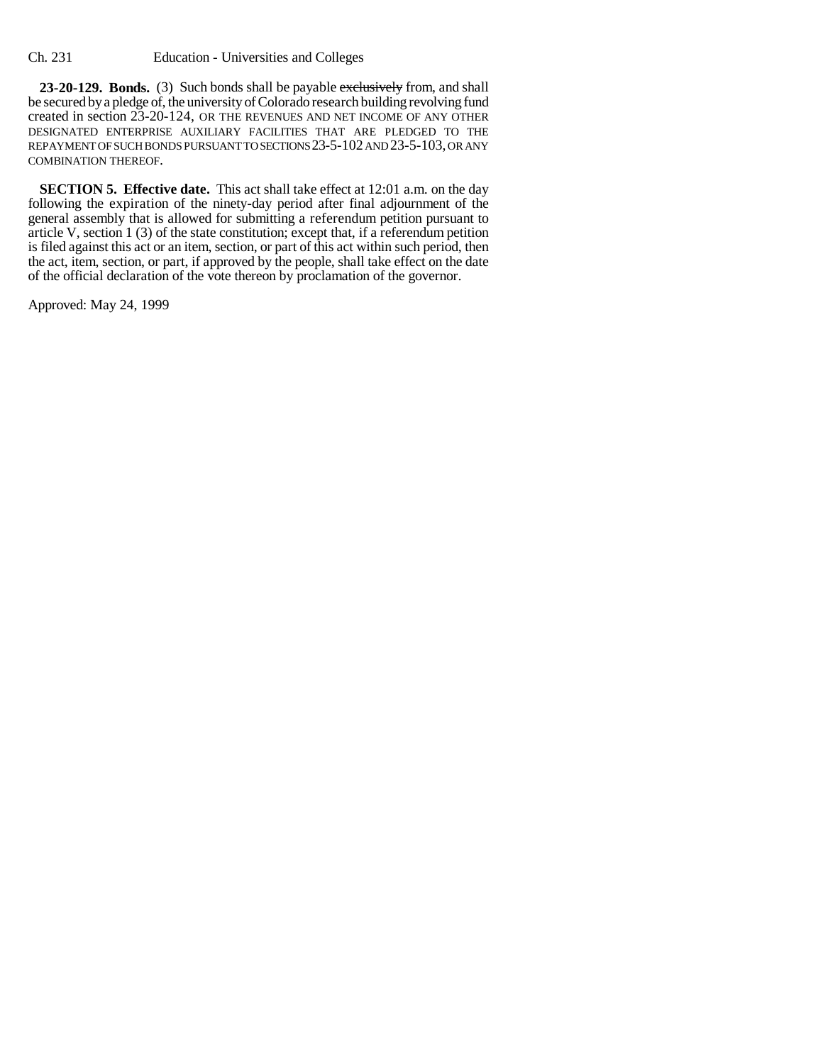**23-20-129. Bonds.** (3) Such bonds shall be payable ~~exclusively~~ from, and shall be secured by a pledge of, the university of Colorado research building revolving fund created in section 23-20-124, OR THE REVENUES AND NET INCOME OF ANY OTHER DESIGNATED ENTERPRISE AUXILIARY FACILITIES THAT ARE PLEDGED TO THE REPAYMENT OF SUCH BONDS PURSUANT TO SECTIONS 23-5-102 AND 23-5-103, OR ANY COMBINATION THEREOF.

**SECTION 5. Effective date.** This act shall take effect at 12:01 a.m. on the day following the expiration of the ninety-day period after final adjournment of the general assembly that is allowed for submitting a referendum petition pursuant to article V, section 1 (3) of the state constitution; except that, if a referendum petition is filed against this act or an item, section, or part of this act within such period, then the act, item, section, or part, if approved by the people, shall take effect on the date of the official declaration of the vote thereon by proclamation of the governor.

Approved: May 24, 1999